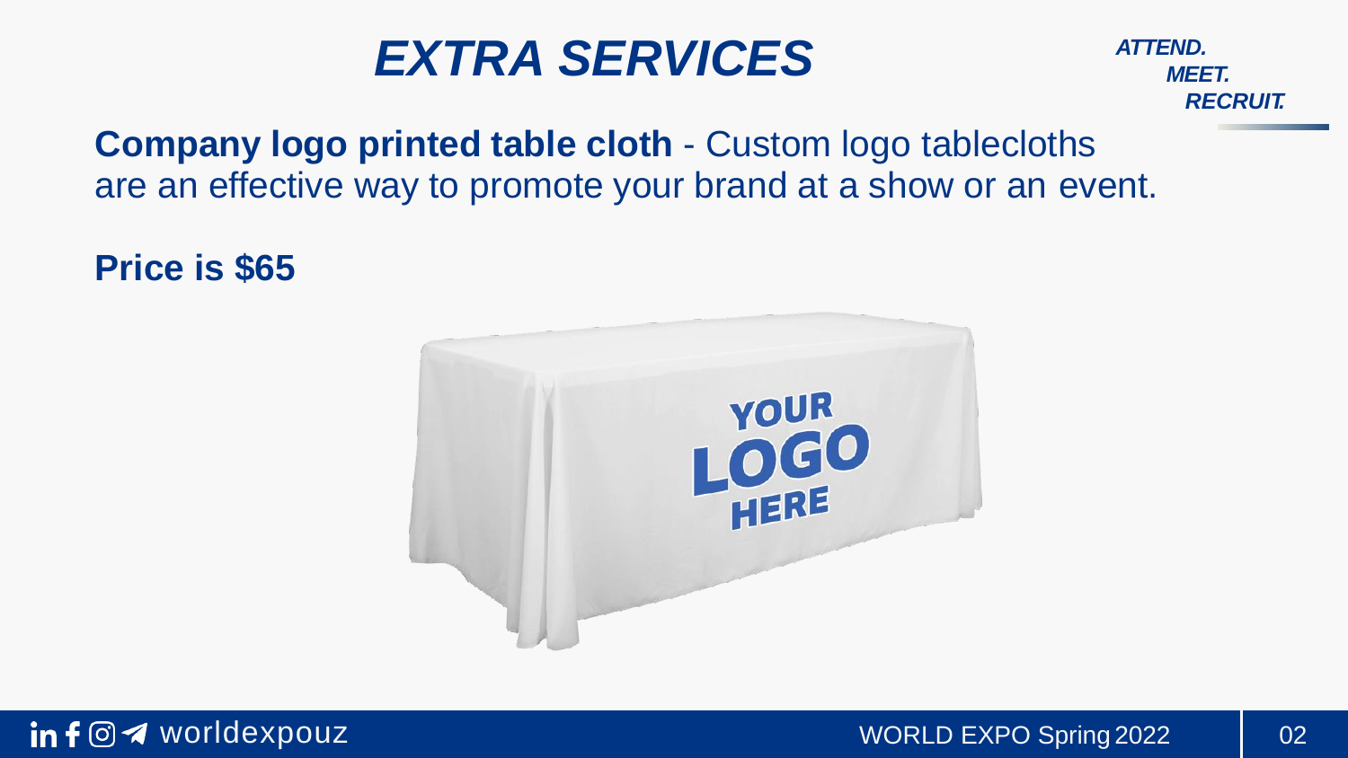# EXTRA SERVICES

*ATTEND.*
*MEET.*
*RECRUIT.*

**Company logo printed table cloth** - Custom logo tablecloths are an effective way to promote your brand at a show or an event.

**Price is $65**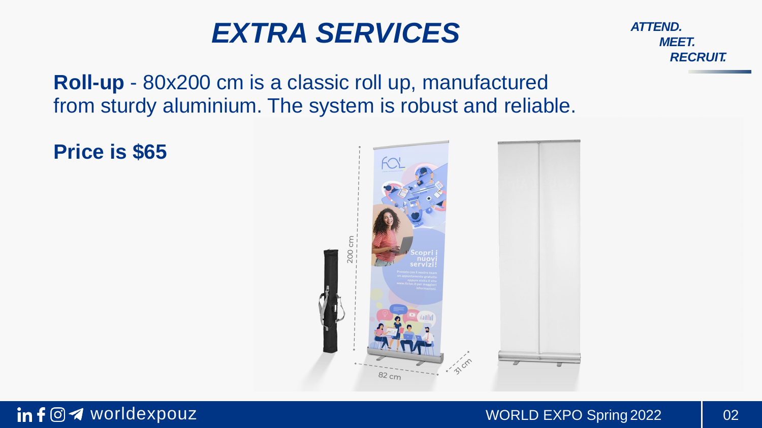# EXTRA SERVICES

*ATTEND. MEET. RECRUIT.*

**Roll-up** - 80x200 cm is a classic roll up, manufactured from sturdy aluminium. The system is robust and reliable.

**Price is $65**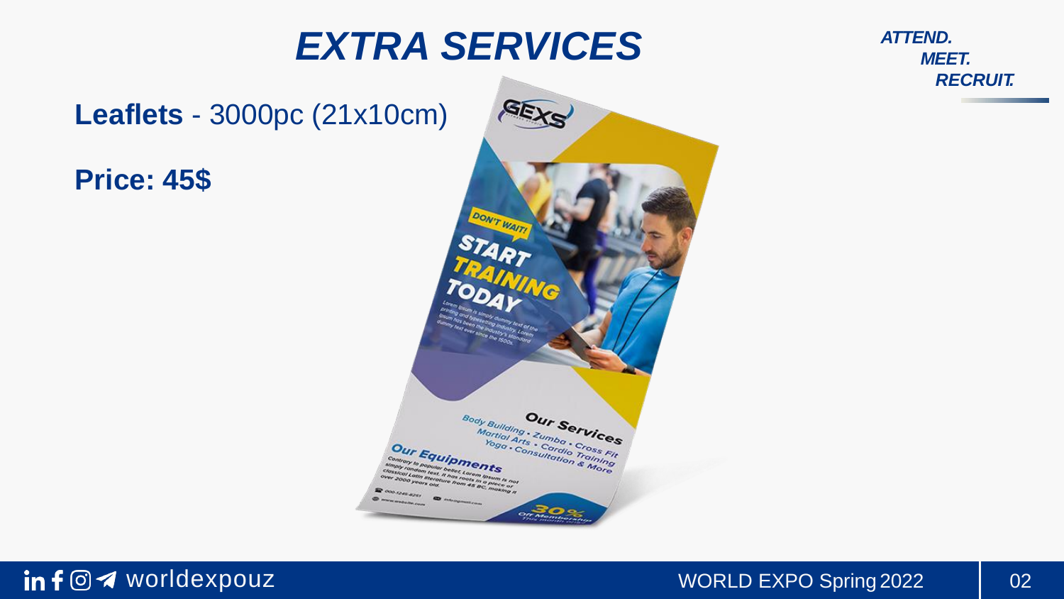# EXTRA SERVICES

ATTEND.
MEET.
RECRUIT.

**Leaflets** - 3000pc (21x10cm)

**Price: 45$**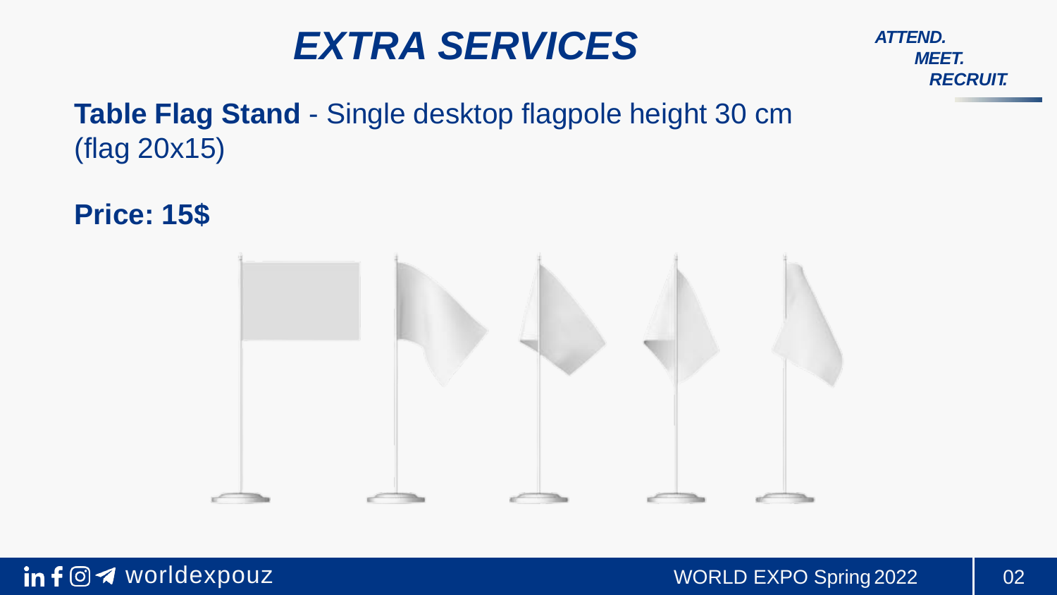# EXTRA SERVICES

*ATTEND.*
*MEET.*
*RECRUIT.*

**Table Flag Stand** - Single desktop flagpole height 30 cm (flag 20x15)

**Price: 15$**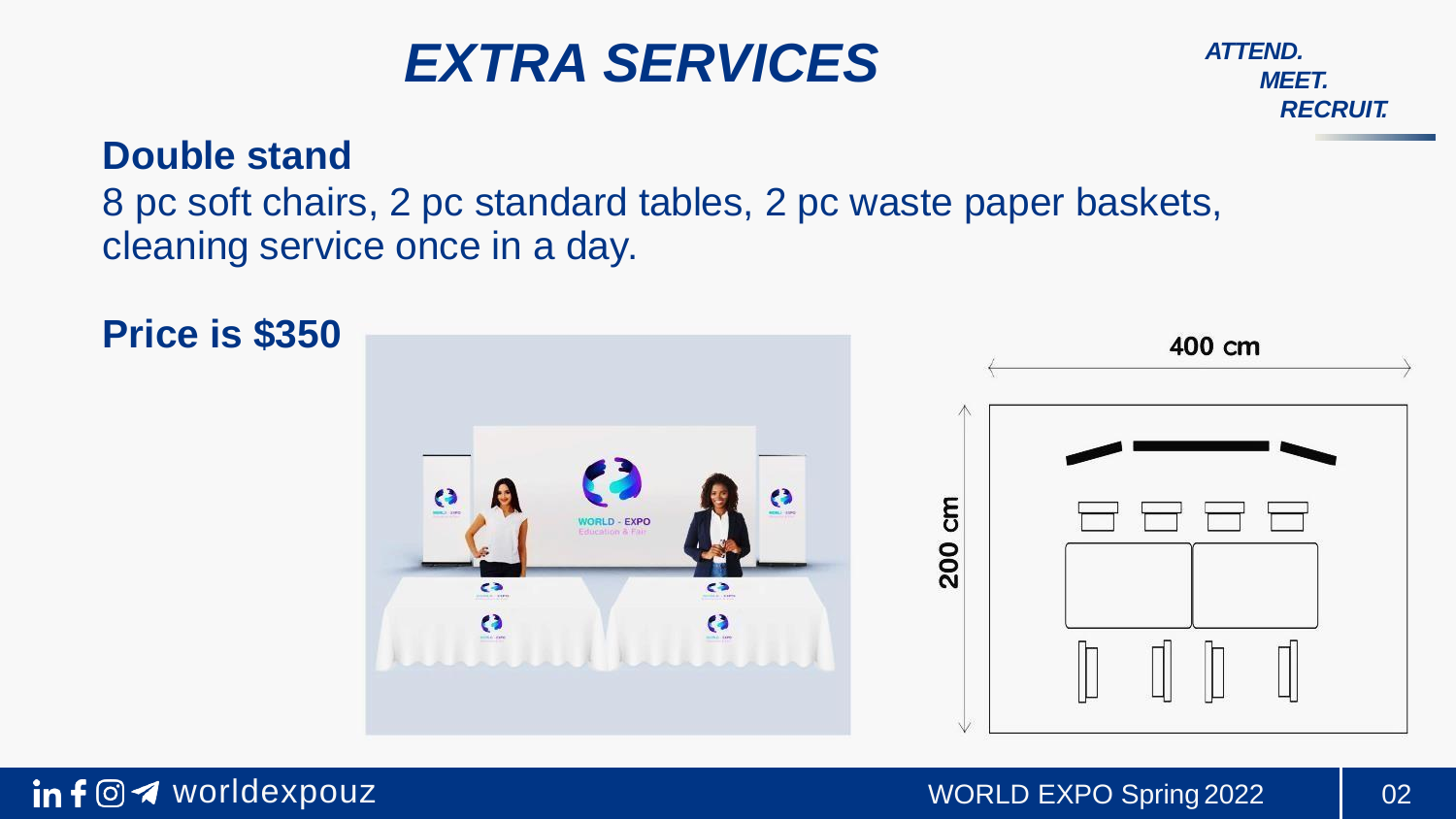# EXTRA SERVICES

*ATTEND.*
*MEET.*
*RECRUIT.*

## Double stand

8 pc soft chairs, 2 pc standard tables, 2 pc waste paper baskets, cleaning service once in a day.

**Price is $350**

400 cm

200 cm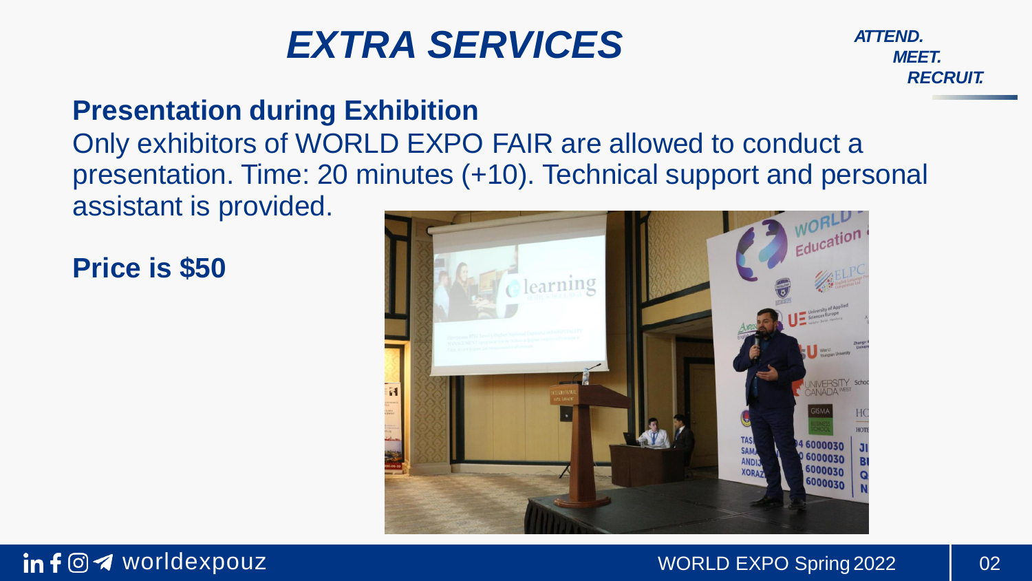# EXTRA SERVICES

*ATTEND.*
*MEET.*
*RECRUIT.*

**Presentation during Exhibition**

Only exhibitors of WORLD EXPO FAIR are allowed to conduct a presentation. Time: 20 minutes (+10). Technical support and personal assistant is provided.

**Price is $50**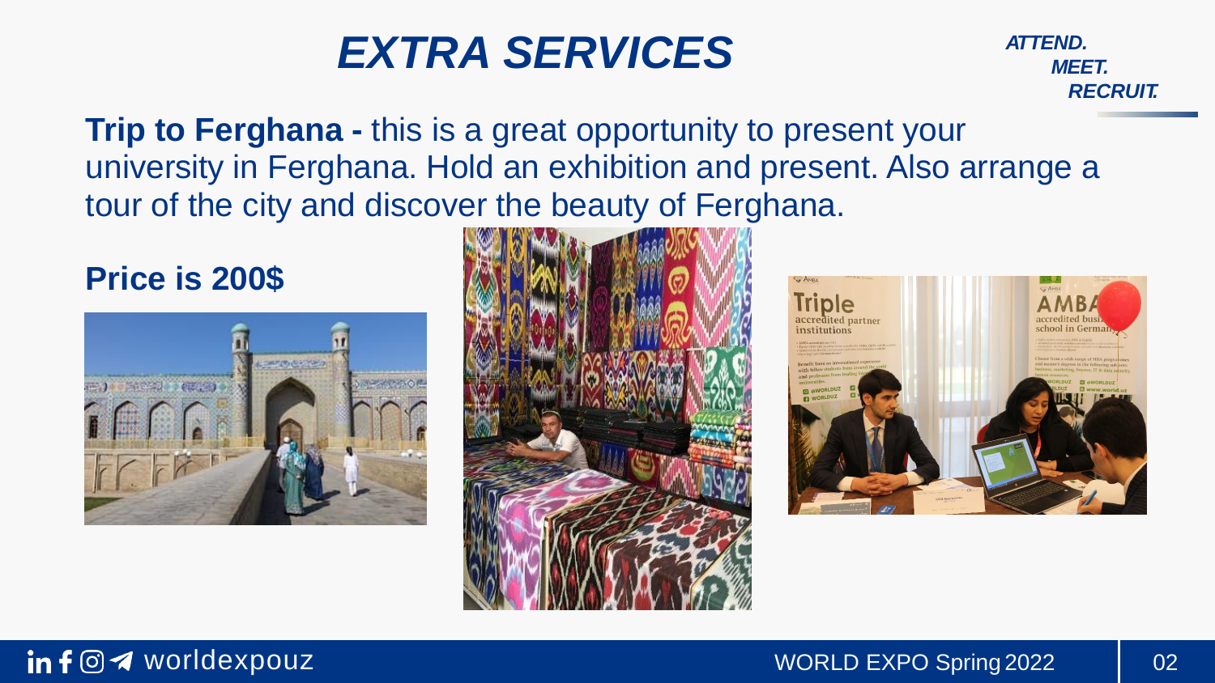# EXTRA SERVICES

*ATTEND. MEET. RECRUIT.*

**Trip to Ferghana -** this is a great opportunity to present your university in Ferghana. Hold an exhibition and present. Also arrange a tour of the city and discover the beauty of Ferghana.

**Price is 200$**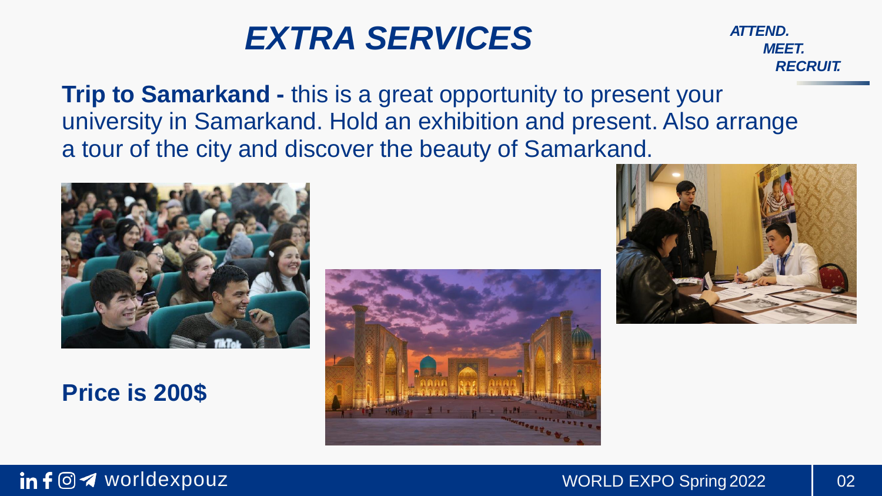# *EXTRA SERVICES*

***ATTEND. MEET. RECRUIT.***

**Trip to Samarkand -** this is a great opportunity to present your university in Samarkand. Hold an exhibition and present. Also arrange a tour of the city and discover the beauty of Samarkand.

**Price is 200$**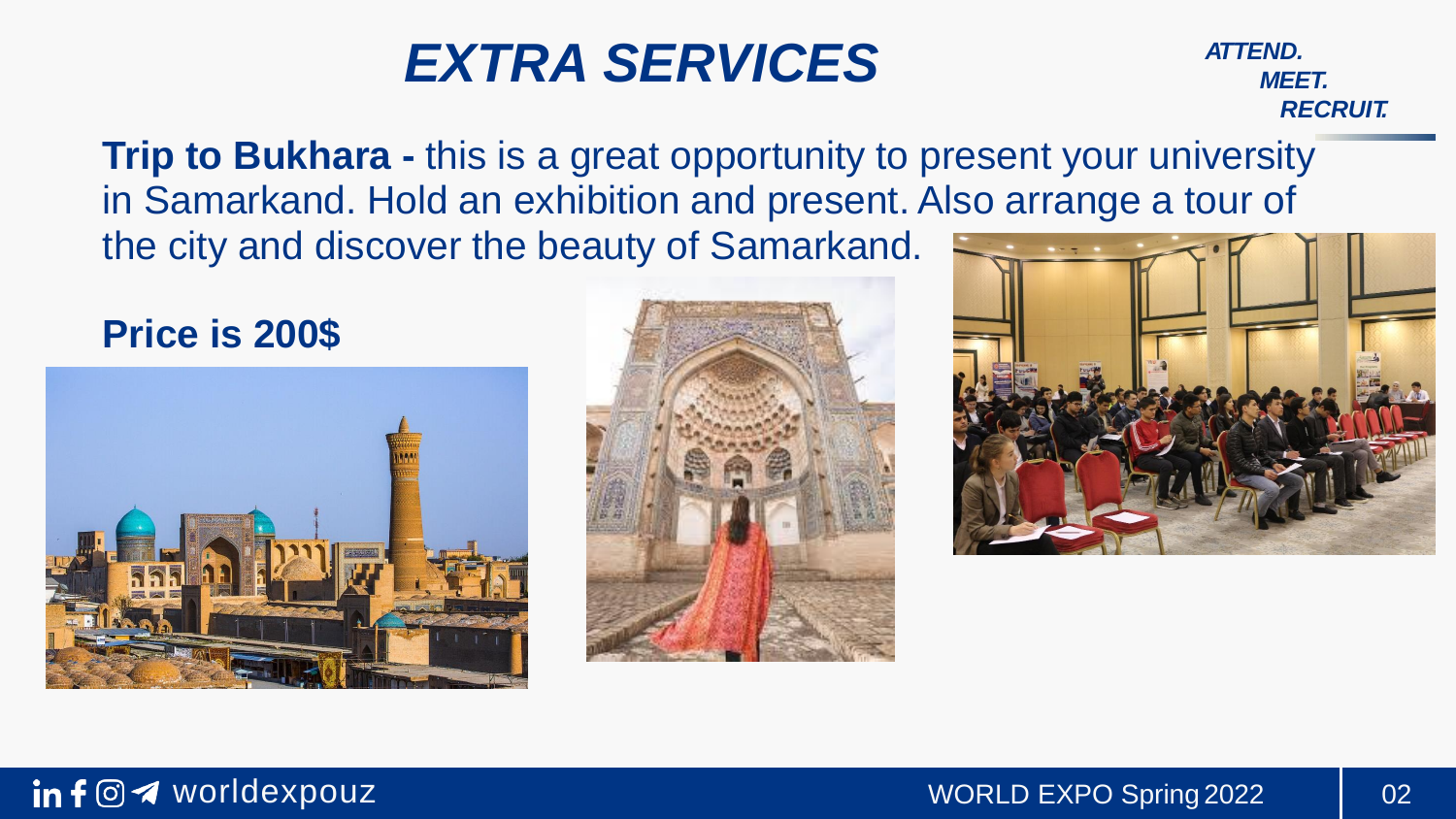# *EXTRA SERVICES*

***ATTEND.***
***MEET.***
***RECRUIT.***

**Trip to Bukhara -** this is a great opportunity to present your university in Samarkand. Hold an exhibition and present. Also arrange a tour of the city and discover the beauty of Samarkand.

**Price is 200$**

worldexpouz

WORLD EXPO Spring 2022